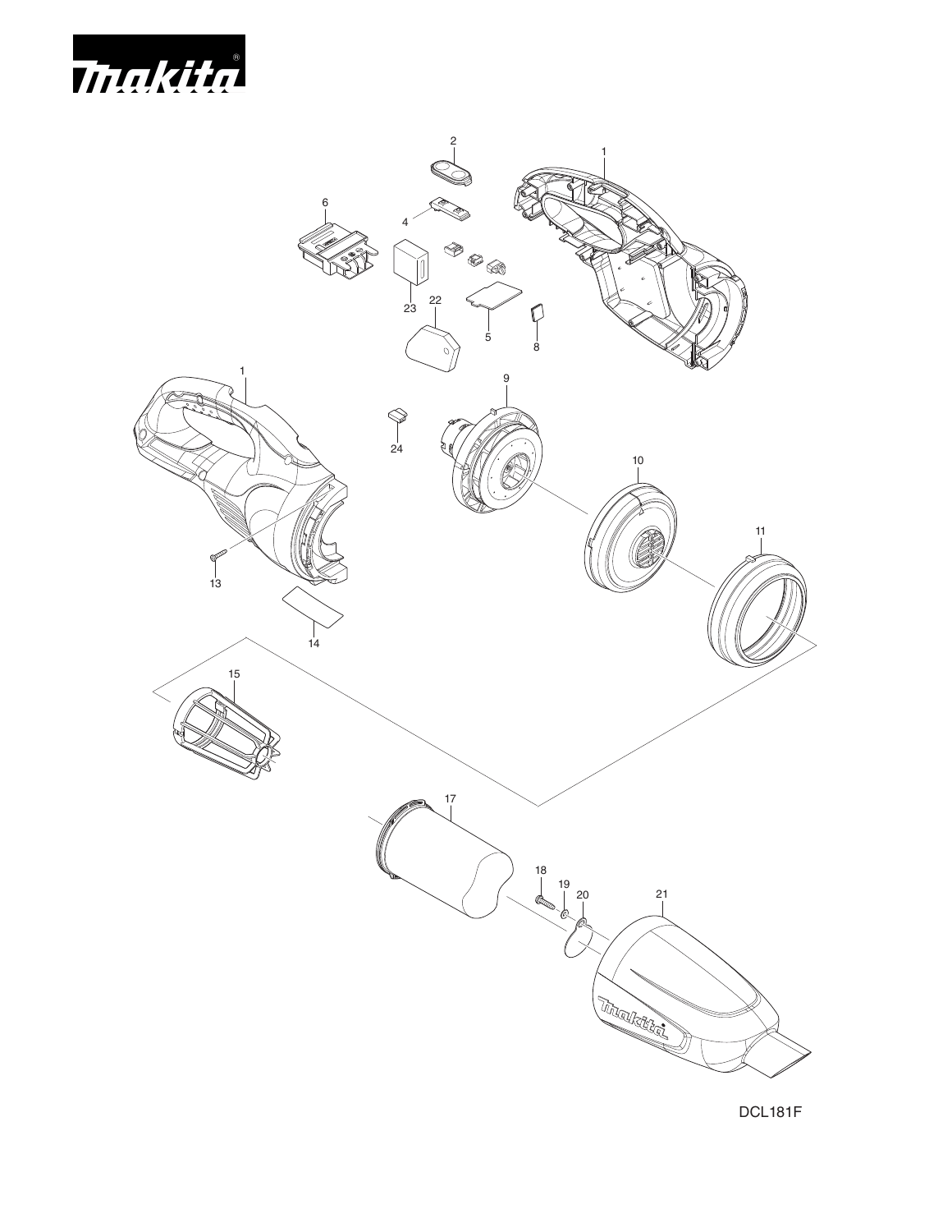DCL181F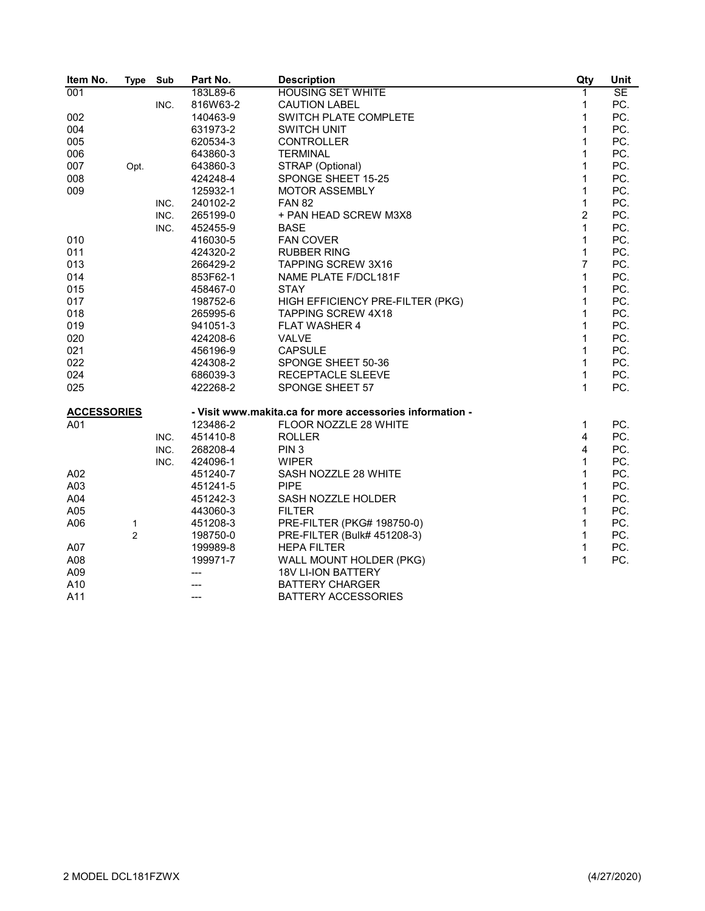| Item No. | Type | Sub | Part No. | Description | Qty | Unit |
|---|---|---|---|---|---|---|
| 001 | | | 183L89-6 | HOUSING SET WHITE | 1 | SE |
| | | INC. | 816W63-2 | CAUTION LABEL | 1 | PC. |
| 002 | | | 140463-9 | SWITCH PLATE COMPLETE | 1 | PC. |
| 004 | | | 631973-2 | SWITCH UNIT | 1 | PC. |
| 005 | | | 620534-3 | CONTROLLER | 1 | PC. |
| 006 | | | 643860-3 | TERMINAL | 1 | PC. |
| 007 | Opt. | | 643860-3 | STRAP (Optional) | 1 | PC. |
| 008 | | | 424248-4 | SPONGE SHEET 15-25 | 1 | PC. |
| 009 | | | 125932-1 | MOTOR ASSEMBLY | 1 | PC. |
| | | INC. | 240102-2 | FAN 82 | 1 | PC. |
| | | INC. | 265199-0 | + PAN HEAD SCREW M3X8 | 2 | PC. |
| | | INC. | 452455-9 | BASE | 1 | PC. |
| 010 | | | 416030-5 | FAN COVER | 1 | PC. |
| 011 | | | 424320-2 | RUBBER RING | 1 | PC. |
| 013 | | | 266429-2 | TAPPING SCREW 3X16 | 7 | PC. |
| 014 | | | 853F62-1 | NAME PLATE F/DCL181F | 1 | PC. |
| 015 | | | 458467-0 | STAY | 1 | PC. |
| 017 | | | 198752-6 | HIGH EFFICIENCY PRE-FILTER (PKG) | 1 | PC. |
| 018 | | | 265995-6 | TAPPING SCREW 4X18 | 1 | PC. |
| 019 | | | 941051-3 | FLAT WASHER 4 | 1 | PC. |
| 020 | | | 424208-6 | VALVE | 1 | PC. |
| 021 | | | 456196-9 | CAPSULE | 1 | PC. |
| 022 | | | 424308-2 | SPONGE SHEET 50-36 | 1 | PC. |
| 024 | | | 686039-3 | RECEPTACLE SLEEVE | 1 | PC. |
| 025 | | | 422268-2 | SPONGE SHEET 57 | 1 | PC. |
| **ACCESSORIES** | | | | - Visit www.makita.ca for more accessories information - | | |
| A01 | | | 123486-2 | FLOOR NOZZLE 28 WHITE | 1 | PC. |
| | | INC. | 451410-8 | ROLLER | 4 | PC. |
| | | INC. | 268208-4 | PIN 3 | 4 | PC. |
| | | INC. | 424096-1 | WIPER | 1 | PC. |
| A02 | | | 451240-7 | SASH NOZZLE 28 WHITE | 1 | PC. |
| A03 | | | 451241-5 | PIPE | 1 | PC. |
| A04 | | | 451242-3 | SASH NOZZLE HOLDER | 1 | PC. |
| A05 | | | 443060-3 | FILTER | 1 | PC. |
| A06 | 1 | | 451208-3 | PRE-FILTER (PKG# 198750-0) | 1 | PC. |
| | 2 | | 198750-0 | PRE-FILTER (Bulk# 451208-3) | 1 | PC. |
| A07 | | | 199989-8 | HEPA FILTER | 1 | PC. |
| A08 | | | 199971-7 | WALL MOUNT HOLDER (PKG) | 1 | PC. |
| A09 | | | --- | 18V LI-ION BATTERY | | |
| A10 | | | --- | BATTERY CHARGER | | |
| A11 | | | --- | BATTERY ACCESSORIES | | |

MODEL DCL181FZWX (4/27/2020)